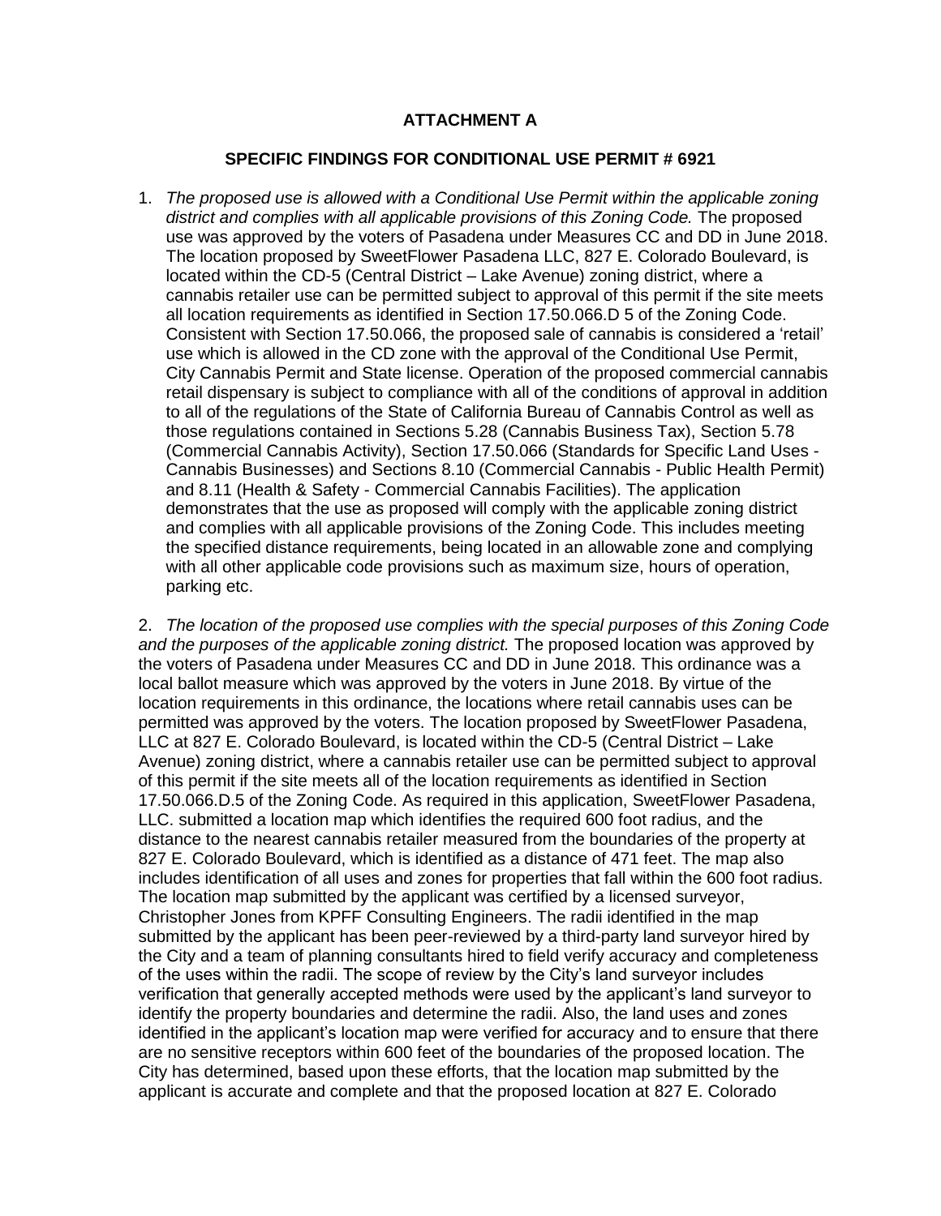# ATTACHMENT A

## SPECIFIC FINDINGS FOR CONDITIONAL USE PERMIT # 6921

1. *The proposed use is allowed with a Conditional Use Permit within the applicable zoning district and complies with all applicable provisions of this Zoning Code.* The proposed use was approved by the voters of Pasadena under Measures CC and DD in June 2018. The location proposed by SweetFlower Pasadena LLC, 827 E. Colorado Boulevard, is located within the CD-5 (Central District – Lake Avenue) zoning district, where a cannabis retailer use can be permitted subject to approval of this permit if the site meets all location requirements as identified in Section 17.50.066.D 5 of the Zoning Code. Consistent with Section 17.50.066, the proposed sale of cannabis is considered a 'retail' use which is allowed in the CD zone with the approval of the Conditional Use Permit, City Cannabis Permit and State license. Operation of the proposed commercial cannabis retail dispensary is subject to compliance with all of the conditions of approval in addition to all of the regulations of the State of California Bureau of Cannabis Control as well as those regulations contained in Sections 5.28 (Cannabis Business Tax), Section 5.78 (Commercial Cannabis Activity), Section 17.50.066 (Standards for Specific Land Uses - Cannabis Businesses) and Sections 8.10 (Commercial Cannabis - Public Health Permit) and 8.11 (Health & Safety - Commercial Cannabis Facilities). The application demonstrates that the use as proposed will comply with the applicable zoning district and complies with all applicable provisions of the Zoning Code. This includes meeting the specified distance requirements, being located in an allowable zone and complying with all other applicable code provisions such as maximum size, hours of operation, parking etc.

2. *The location of the proposed use complies with the special purposes of this Zoning Code and the purposes of the applicable zoning district.* The proposed location was approved by the voters of Pasadena under Measures CC and DD in June 2018. This ordinance was a local ballot measure which was approved by the voters in June 2018. By virtue of the location requirements in this ordinance, the locations where retail cannabis uses can be permitted was approved by the voters. The location proposed by SweetFlower Pasadena, LLC at 827 E. Colorado Boulevard, is located within the CD-5 (Central District – Lake Avenue) zoning district, where a cannabis retailer use can be permitted subject to approval of this permit if the site meets all of the location requirements as identified in Section 17.50.066.D.5 of the Zoning Code. As required in this application, SweetFlower Pasadena, LLC. submitted a location map which identifies the required 600 foot radius, and the distance to the nearest cannabis retailer measured from the boundaries of the property at 827 E. Colorado Boulevard, which is identified as a distance of 471 feet. The map also includes identification of all uses and zones for properties that fall within the 600 foot radius. The location map submitted by the applicant was certified by a licensed surveyor, Christopher Jones from KPFF Consulting Engineers. The radii identified in the map submitted by the applicant has been peer-reviewed by a third-party land surveyor hired by the City and a team of planning consultants hired to field verify accuracy and completeness of the uses within the radii. The scope of review by the City's land surveyor includes verification that generally accepted methods were used by the applicant's land surveyor to identify the property boundaries and determine the radii. Also, the land uses and zones identified in the applicant's location map were verified for accuracy and to ensure that there are no sensitive receptors within 600 feet of the boundaries of the proposed location. The City has determined, based upon these efforts, that the location map submitted by the applicant is accurate and complete and that the proposed location at 827 E. Colorado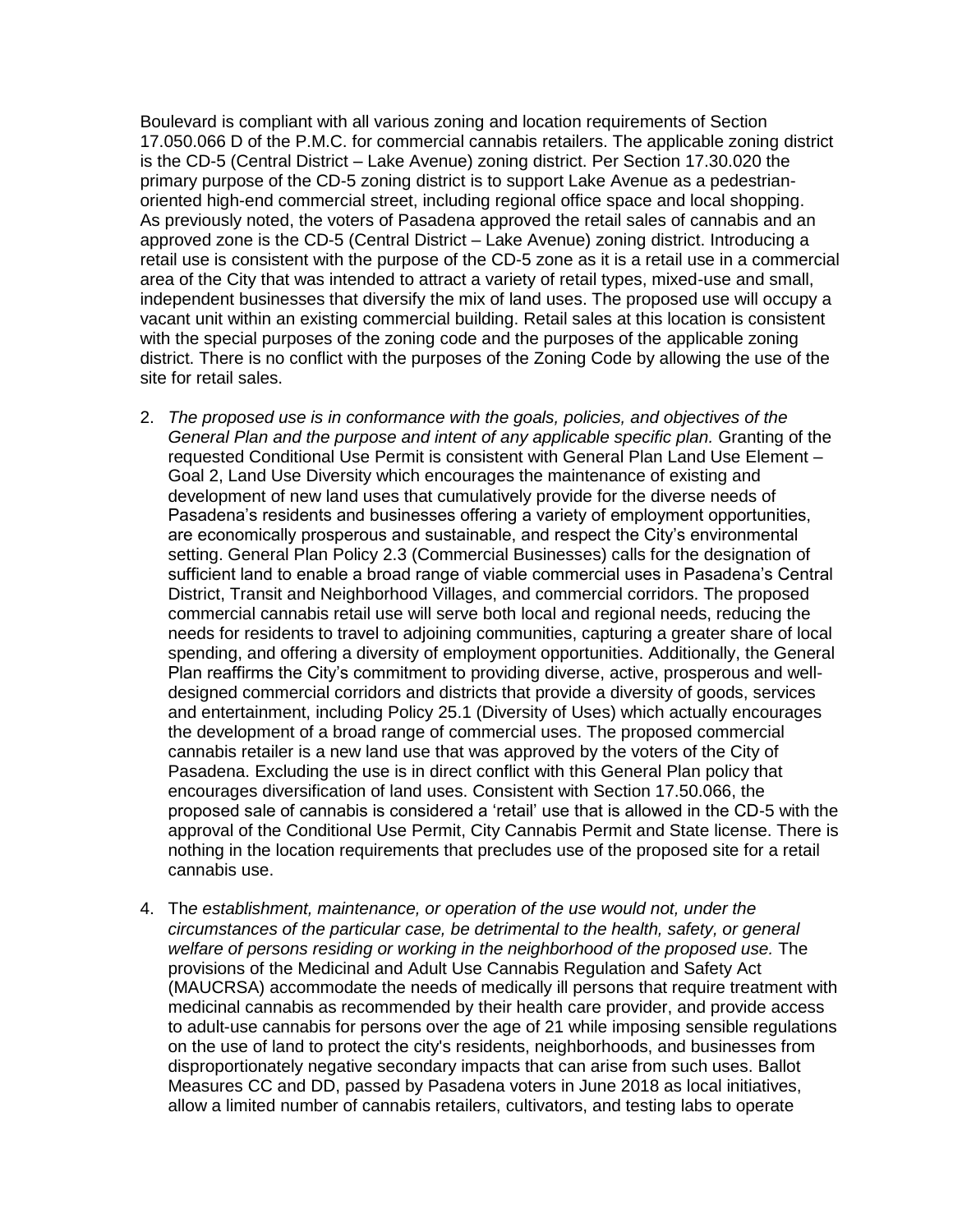Boulevard is compliant with all various zoning and location requirements of Section 17.050.066 D of the P.M.C. for commercial cannabis retailers. The applicable zoning district is the CD-5 (Central District – Lake Avenue) zoning district. Per Section 17.30.020 the primary purpose of the CD-5 zoning district is to support Lake Avenue as a pedestrian-oriented high-end commercial street, including regional office space and local shopping. As previously noted, the voters of Pasadena approved the retail sales of cannabis and an approved zone is the CD-5 (Central District – Lake Avenue) zoning district. Introducing a retail use is consistent with the purpose of the CD-5 zone as it is a retail use in a commercial area of the City that was intended to attract a variety of retail types, mixed-use and small, independent businesses that diversify the mix of land uses. The proposed use will occupy a vacant unit within an existing commercial building. Retail sales at this location is consistent with the special purposes of the zoning code and the purposes of the applicable zoning district. There is no conflict with the purposes of the Zoning Code by allowing the use of the site for retail sales.

2. *The proposed use is in conformance with the goals, policies, and objectives of the General Plan and the purpose and intent of any applicable specific plan.* Granting of the requested Conditional Use Permit is consistent with General Plan Land Use Element – Goal 2, Land Use Diversity which encourages the maintenance of existing and development of new land uses that cumulatively provide for the diverse needs of Pasadena's residents and businesses offering a variety of employment opportunities, are economically prosperous and sustainable, and respect the City's environmental setting. General Plan Policy 2.3 (Commercial Businesses) calls for the designation of sufficient land to enable a broad range of viable commercial uses in Pasadena's Central District, Transit and Neighborhood Villages, and commercial corridors. The proposed commercial cannabis retail use will serve both local and regional needs, reducing the needs for residents to travel to adjoining communities, capturing a greater share of local spending, and offering a diversity of employment opportunities. Additionally, the General Plan reaffirms the City's commitment to providing diverse, active, prosperous and well-designed commercial corridors and districts that provide a diversity of goods, services and entertainment, including Policy 25.1 (Diversity of Uses) which actually encourages the development of a broad range of commercial uses. The proposed commercial cannabis retailer is a new land use that was approved by the voters of the City of Pasadena. Excluding the use is in direct conflict with this General Plan policy that encourages diversification of land uses. Consistent with Section 17.50.066, the proposed sale of cannabis is considered a 'retail' use that is allowed in the CD-5 with the approval of the Conditional Use Permit, City Cannabis Permit and State license. There is nothing in the location requirements that precludes use of the proposed site for a retail cannabis use.

4. Th*e establishment, maintenance, or operation of the use would not, under the circumstances of the particular case, be detrimental to the health, safety, or general welfare of persons residing or working in the neighborhood of the proposed use.* The provisions of the Medicinal and Adult Use Cannabis Regulation and Safety Act (MAUCRSA) accommodate the needs of medically ill persons that require treatment with medicinal cannabis as recommended by their health care provider, and provide access to adult-use cannabis for persons over the age of 21 while imposing sensible regulations on the use of land to protect the city's residents, neighborhoods, and businesses from disproportionately negative secondary impacts that can arise from such uses. Ballot Measures CC and DD, passed by Pasadena voters in June 2018 as local initiatives, allow a limited number of cannabis retailers, cultivators, and testing labs to operate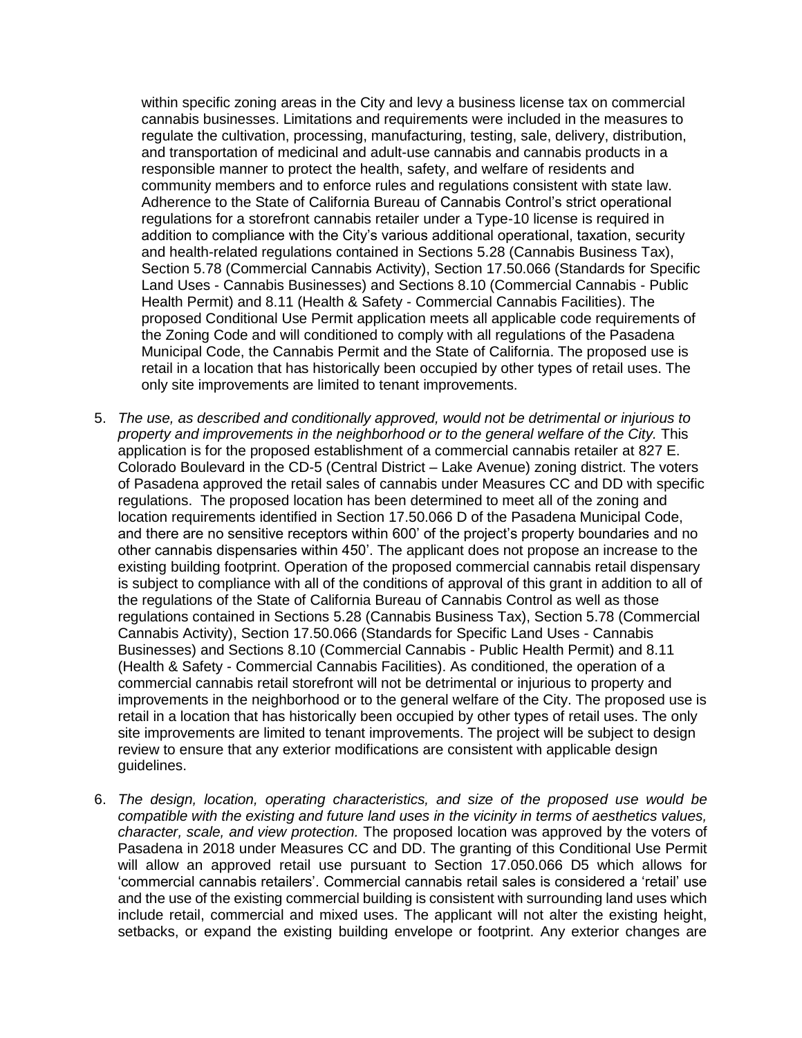within specific zoning areas in the City and levy a business license tax on commercial cannabis businesses. Limitations and requirements were included in the measures to regulate the cultivation, processing, manufacturing, testing, sale, delivery, distribution, and transportation of medicinal and adult-use cannabis and cannabis products in a responsible manner to protect the health, safety, and welfare of residents and community members and to enforce rules and regulations consistent with state law. Adherence to the State of California Bureau of Cannabis Control's strict operational regulations for a storefront cannabis retailer under a Type-10 license is required in addition to compliance with the City's various additional operational, taxation, security and health-related regulations contained in Sections 5.28 (Cannabis Business Tax), Section 5.78 (Commercial Cannabis Activity), Section 17.50.066 (Standards for Specific Land Uses - Cannabis Businesses) and Sections 8.10 (Commercial Cannabis - Public Health Permit) and 8.11 (Health & Safety - Commercial Cannabis Facilities). The proposed Conditional Use Permit application meets all applicable code requirements of the Zoning Code and will conditioned to comply with all regulations of the Pasadena Municipal Code, the Cannabis Permit and the State of California. The proposed use is retail in a location that has historically been occupied by other types of retail uses. The only site improvements are limited to tenant improvements.

5. *The use, as described and conditionally approved, would not be detrimental or injurious to property and improvements in the neighborhood or to the general welfare of the City.* This application is for the proposed establishment of a commercial cannabis retailer at 827 E. Colorado Boulevard in the CD-5 (Central District – Lake Avenue) zoning district. The voters of Pasadena approved the retail sales of cannabis under Measures CC and DD with specific regulations. The proposed location has been determined to meet all of the zoning and location requirements identified in Section 17.50.066 D of the Pasadena Municipal Code, and there are no sensitive receptors within 600' of the project's property boundaries and no other cannabis dispensaries within 450'. The applicant does not propose an increase to the existing building footprint. Operation of the proposed commercial cannabis retail dispensary is subject to compliance with all of the conditions of approval of this grant in addition to all of the regulations of the State of California Bureau of Cannabis Control as well as those regulations contained in Sections 5.28 (Cannabis Business Tax), Section 5.78 (Commercial Cannabis Activity), Section 17.50.066 (Standards for Specific Land Uses - Cannabis Businesses) and Sections 8.10 (Commercial Cannabis - Public Health Permit) and 8.11 (Health & Safety - Commercial Cannabis Facilities). As conditioned, the operation of a commercial cannabis retail storefront will not be detrimental or injurious to property and improvements in the neighborhood or to the general welfare of the City. The proposed use is retail in a location that has historically been occupied by other types of retail uses. The only site improvements are limited to tenant improvements. The project will be subject to design review to ensure that any exterior modifications are consistent with applicable design guidelines.

6. *The design, location, operating characteristics, and size of the proposed use would be compatible with the existing and future land uses in the vicinity in terms of aesthetics values, character, scale, and view protection.* The proposed location was approved by the voters of Pasadena in 2018 under Measures CC and DD. The granting of this Conditional Use Permit will allow an approved retail use pursuant to Section 17.050.066 D5 which allows for 'commercial cannabis retailers'. Commercial cannabis retail sales is considered a 'retail' use and the use of the existing commercial building is consistent with surrounding land uses which include retail, commercial and mixed uses. The applicant will not alter the existing height, setbacks, or expand the existing building envelope or footprint. Any exterior changes are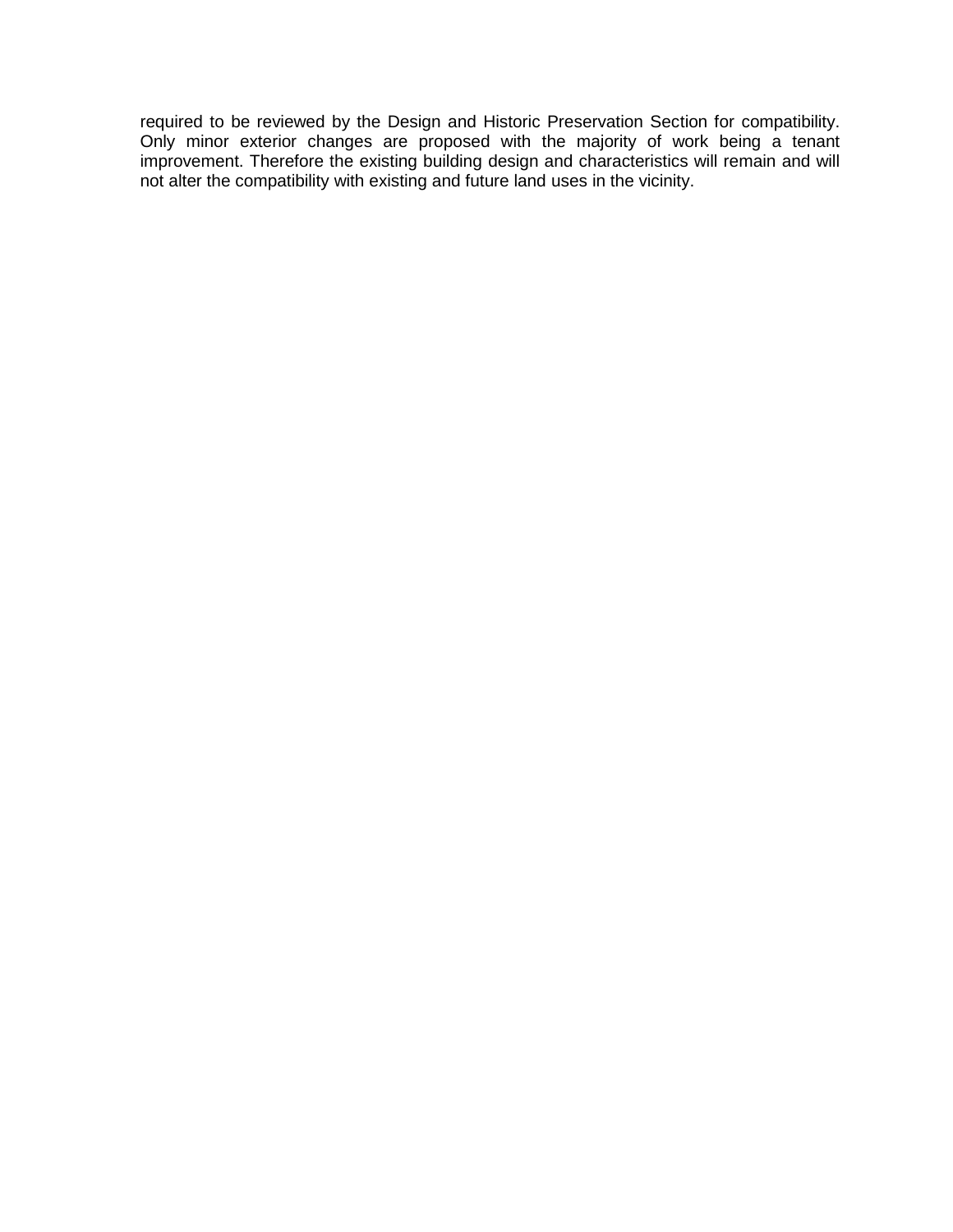required to be reviewed by the Design and Historic Preservation Section for compatibility. Only minor exterior changes are proposed with the majority of work being a tenant improvement. Therefore the existing building design and characteristics will remain and will not alter the compatibility with existing and future land uses in the vicinity.